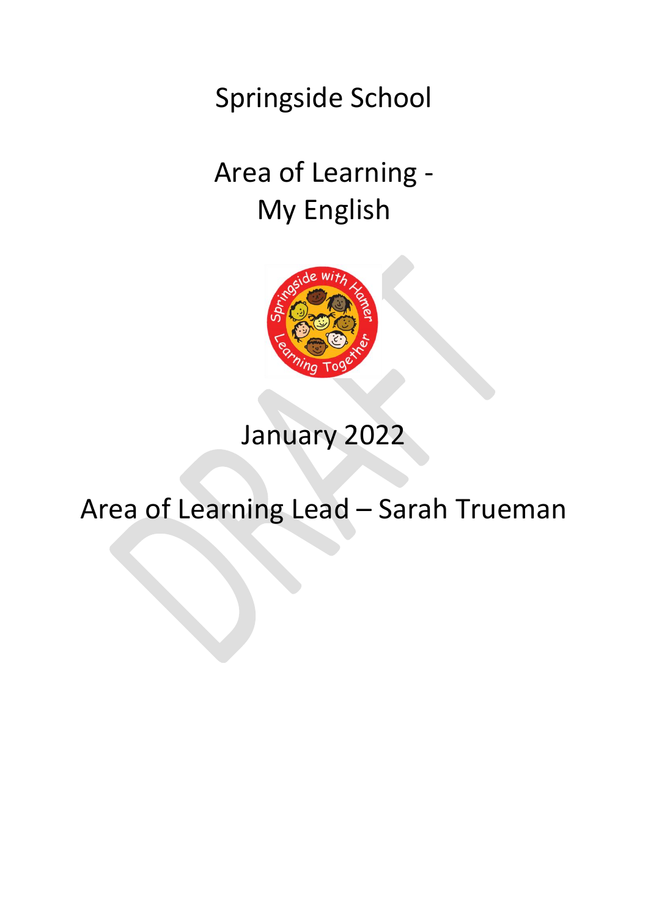# Springside School

# Area of Learning - My English

January 2022

Area of Learning Lead – Sarah Trueman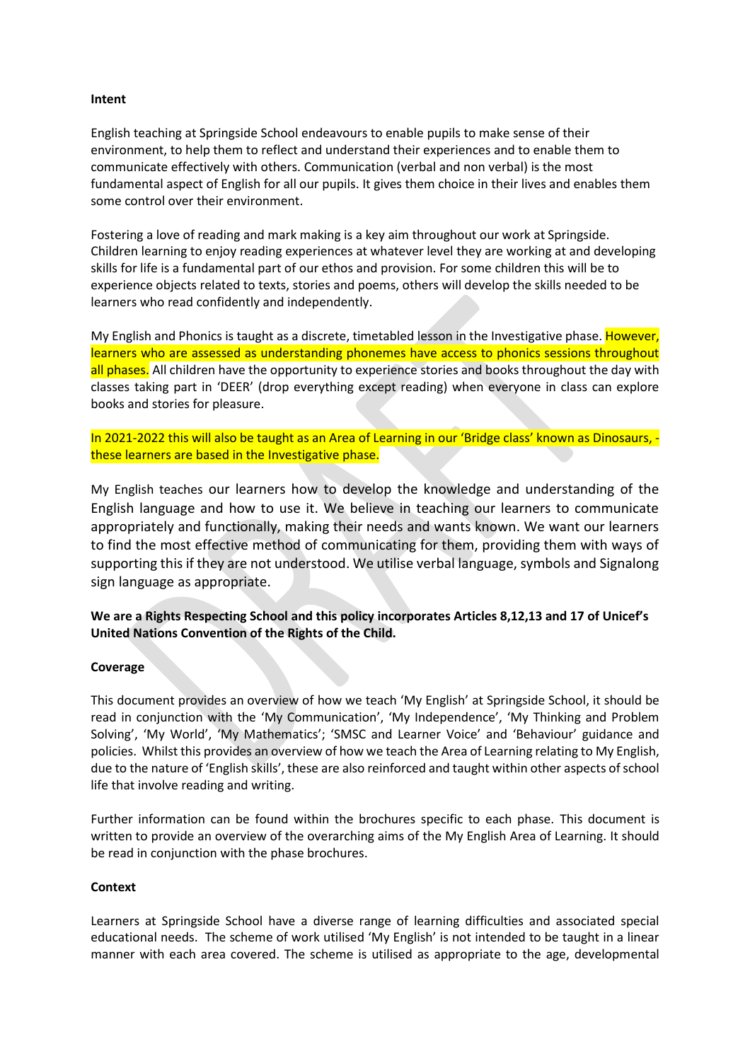**Intent**

English teaching at Springside School endeavours to enable pupils to make sense of their environment, to help them to reflect and understand their experiences and to enable them to communicate effectively with others. Communication (verbal and non verbal) is the most fundamental aspect of English for all our pupils. It gives them choice in their lives and enables them some control over their environment.

Fostering a love of reading and mark making is a key aim throughout our work at Springside. Children learning to enjoy reading experiences at whatever level they are working at and developing skills for life is a fundamental part of our ethos and provision. For some children this will be to experience objects related to texts, stories and poems, others will develop the skills needed to be learners who read confidently and independently.

My English and Phonics is taught as a discrete, timetabled lesson in the Investigative phase. However, learners who are assessed as understanding phonemes have access to phonics sessions throughout all phases. All children have the opportunity to experience stories and books throughout the day with classes taking part in 'DEER' (drop everything except reading) when everyone in class can explore books and stories for pleasure.

In 2021-2022 this will also be taught as an Area of Learning in our 'Bridge class' known as Dinosaurs, - these learners are based in the Investigative phase.

My English teaches our learners how to develop the knowledge and understanding of the English language and how to use it. We believe in teaching our learners to communicate appropriately and functionally, making their needs and wants known. We want our learners to find the most effective method of communicating for them, providing them with ways of supporting this if they are not understood. We utilise verbal language, symbols and Signalong sign language as appropriate.

**We are a Rights Respecting School and this policy incorporates Articles 8,12,13 and 17 of Unicef's United Nations Convention of the Rights of the Child.**

**Coverage**

This document provides an overview of how we teach 'My English' at Springside School, it should be read in conjunction with the 'My Communication', 'My Independence', 'My Thinking and Problem Solving', 'My World', 'My Mathematics'; 'SMSC and Learner Voice' and 'Behaviour' guidance and policies. Whilst this provides an overview of how we teach the Area of Learning relating to My English, due to the nature of 'English skills', these are also reinforced and taught within other aspects of school life that involve reading and writing.

Further information can be found within the brochures specific to each phase. This document is written to provide an overview of the overarching aims of the My English Area of Learning. It should be read in conjunction with the phase brochures.

**Context**

Learners at Springside School have a diverse range of learning difficulties and associated special educational needs. The scheme of work utilised 'My English' is not intended to be taught in a linear manner with each area covered. The scheme is utilised as appropriate to the age, developmental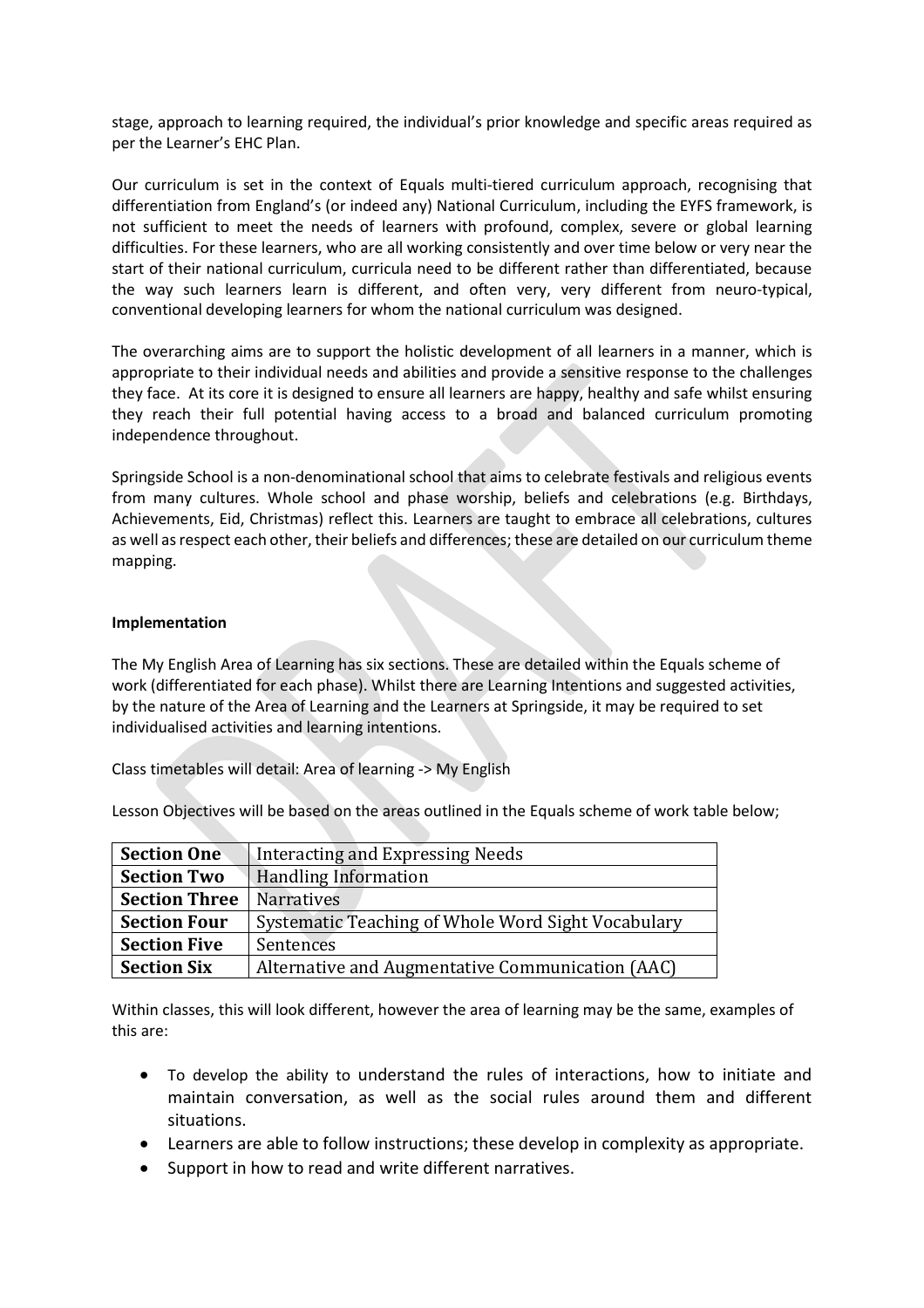stage, approach to learning required, the individual's prior knowledge and specific areas required as per the Learner's EHC Plan.

Our curriculum is set in the context of Equals multi-tiered curriculum approach, recognising that differentiation from England's (or indeed any) National Curriculum, including the EYFS framework, is not sufficient to meet the needs of learners with profound, complex, severe or global learning difficulties. For these learners, who are all working consistently and over time below or very near the start of their national curriculum, curricula need to be different rather than differentiated, because the way such learners learn is different, and often very, very different from neuro-typical, conventional developing learners for whom the national curriculum was designed.

The overarching aims are to support the holistic development of all learners in a manner, which is appropriate to their individual needs and abilities and provide a sensitive response to the challenges they face. At its core it is designed to ensure all learners are happy, healthy and safe whilst ensuring they reach their full potential having access to a broad and balanced curriculum promoting independence throughout.

Springside School is a non-denominational school that aims to celebrate festivals and religious events from many cultures. Whole school and phase worship, beliefs and celebrations (e.g. Birthdays, Achievements, Eid, Christmas) reflect this. Learners are taught to embrace all celebrations, cultures as well as respect each other, their beliefs and differences; these are detailed on our curriculum theme mapping.

**Implementation**

The My English Area of Learning has six sections. These are detailed within the Equals scheme of work (differentiated for each phase). Whilst there are Learning Intentions and suggested activities, by the nature of the Area of Learning and the Learners at Springside, it may be required to set individualised activities and learning intentions.

Class timetables will detail: Area of learning -> My English

Lesson Objectives will be based on the areas outlined in the Equals scheme of work table below;

| | |
|---|---|
| **Section One** | Interacting and Expressing Needs |
| **Section Two** | Handling Information |
| **Section Three** | Narratives |
| **Section Four** | Systematic Teaching of Whole Word Sight Vocabulary |
| **Section Five** | Sentences |
| **Section Six** | Alternative and Augmentative Communication (AAC) |

Within classes, this will look different, however the area of learning may be the same, examples of this are:

- To develop the ability to understand the rules of interactions, how to initiate and maintain conversation, as well as the social rules around them and different situations.
- Learners are able to follow instructions; these develop in complexity as appropriate.
- Support in how to read and write different narratives.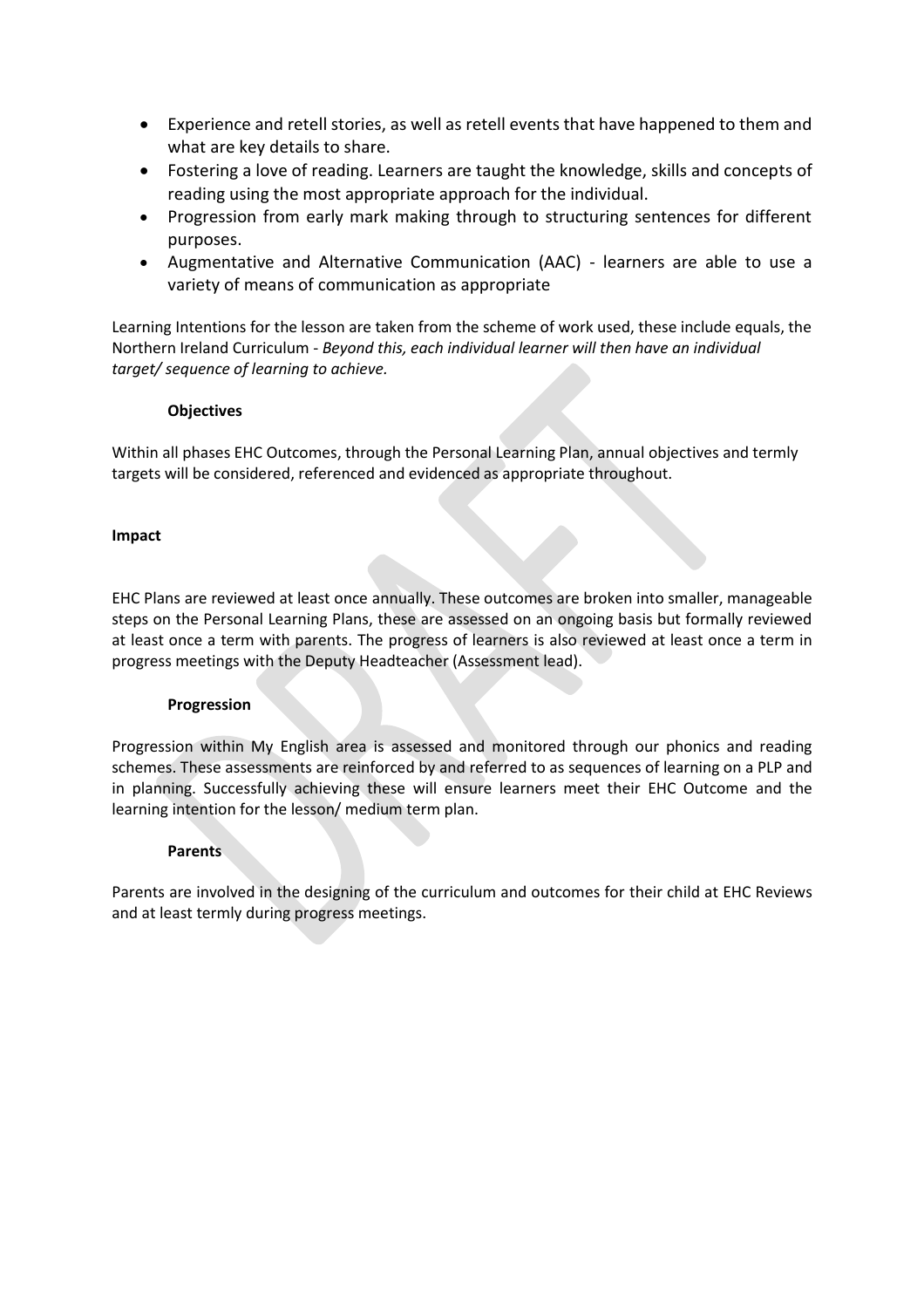- Experience and retell stories, as well as retell events that have happened to them and what are key details to share.
- Fostering a love of reading. Learners are taught the knowledge, skills and concepts of reading using the most appropriate approach for the individual.
- Progression from early mark making through to structuring sentences for different purposes.
- Augmentative and Alternative Communication (AAC) - learners are able to use a variety of means of communication as appropriate

Learning Intentions for the lesson are taken from the scheme of work used, these include equals, the Northern Ireland Curriculum - *Beyond this, each individual learner will then have an individual target/ sequence of learning to achieve.*

**Objectives**

Within all phases EHC Outcomes, through the Personal Learning Plan, annual objectives and termly targets will be considered, referenced and evidenced as appropriate throughout.

**Impact**

EHC Plans are reviewed at least once annually. These outcomes are broken into smaller, manageable steps on the Personal Learning Plans, these are assessed on an ongoing basis but formally reviewed at least once a term with parents. The progress of learners is also reviewed at least once a term in progress meetings with the Deputy Headteacher (Assessment lead).

**Progression**

Progression within My English area is assessed and monitored through our phonics and reading schemes. These assessments are reinforced by and referred to as sequences of learning on a PLP and in planning. Successfully achieving these will ensure learners meet their EHC Outcome and the learning intention for the lesson/ medium term plan.

**Parents**

Parents are involved in the designing of the curriculum and outcomes for their child at EHC Reviews and at least termly during progress meetings.